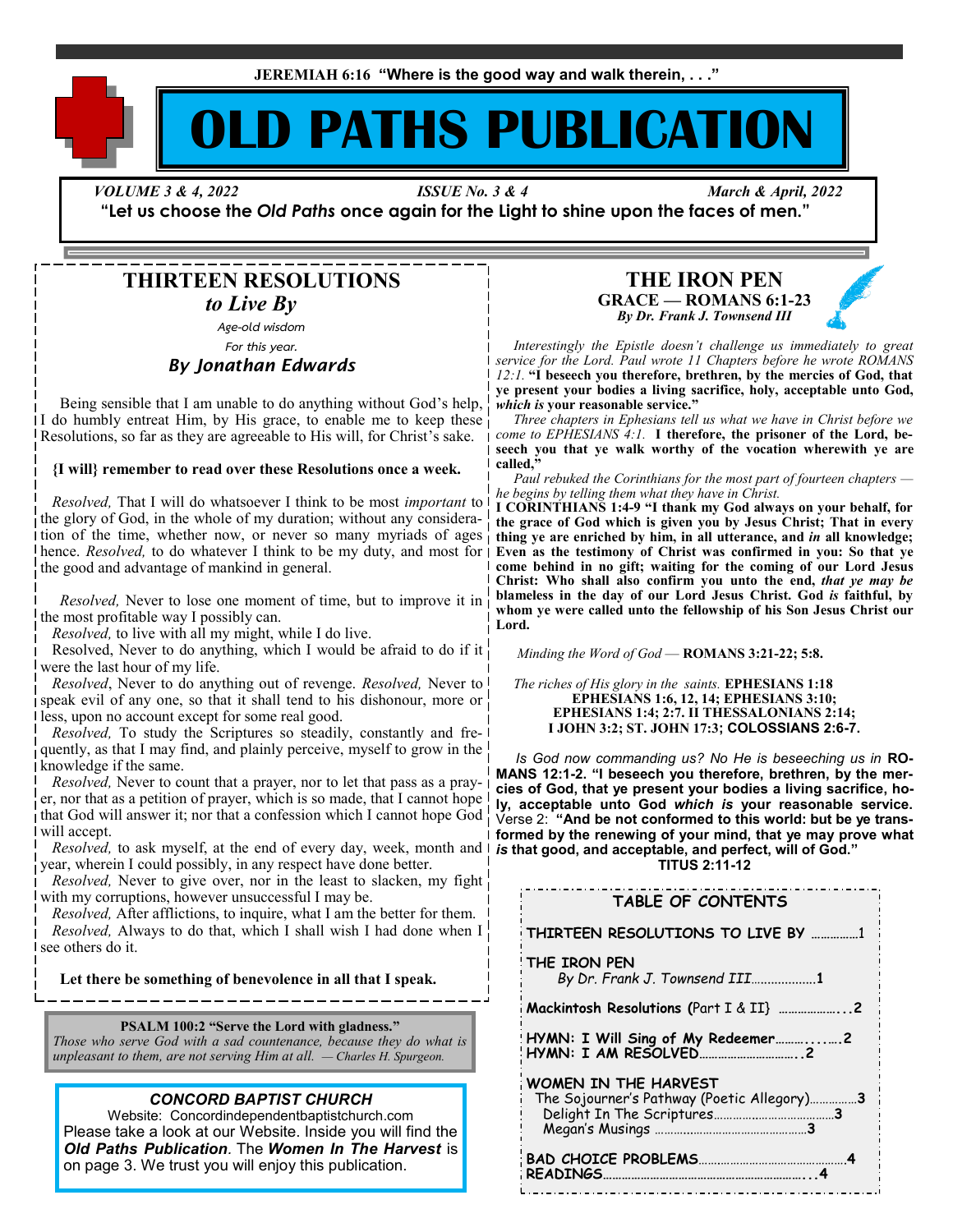**JEREMIAH 6:16 "Where is the good way and walk therein, . . ."**

# OLD PATHS PUBLICATION

*VOLUME 3 & 4, 2022* *ISSUE No. 3 & 4* *March & April, 2022*

**"Let us choose the *Old Paths* once again for the Light to shine upon the faces of men."**

## THIRTEEN RESOLUTIONS
### *to Live By*

*Age-old wisdom*

*For this year.*

### *By Jonathan Edwards*

Being sensible that I am unable to do anything without God's help, I do humbly entreat Him, by His grace, to enable me to keep these Resolutions, so far as they are agreeable to His will, for Christ's sake.

**{I will} remember to read over these Resolutions once a week.**

*Resolved,* That I will do whatsoever I think to be most *important* to the glory of God, in the whole of my duration; without any consideration of the time, whether now, or never so many myriads of ages hence. *Resolved,* to do whatever I think to be my duty, and most for the good and advantage of mankind in general.

*Resolved,* Never to lose one moment of time, but to improve it in the most profitable way I possibly can.

*Resolved,* to live with all my might, while I do live.

Resolved, Never to do anything, which I would be afraid to do if it were the last hour of my life.

*Resolved*, Never to do anything out of revenge. *Resolved,* Never to speak evil of any one, so that it shall tend to his dishonour, more or less, upon no account except for some real good.

*Resolved,* To study the Scriptures so steadily, constantly and frequently, as that I may find, and plainly perceive, myself to grow in the knowledge if the same.

*Resolved,* Never to count that a prayer, nor to let that pass as a prayer, nor that as a petition of prayer, which is so made, that I cannot hope that God will answer it; nor that a confession which I cannot hope God will accept.

*Resolved,* to ask myself, at the end of every day, week, month and year, wherein I could possibly, in any respect have done better.

*Resolved,* Never to give over, nor in the least to slacken, my fight with my corruptions, however unsuccessful I may be.

*Resolved,* After afflictions, to inquire, what I am the better for them.

*Resolved,* Always to do that, which I shall wish I had done when I see others do it.

**Let there be something of benevolence in all that I speak.**

**PSALM 100:2 "Serve the Lord with gladness."**
*Those who serve God with a sad countenance, because they do what is unpleasant to them, are not serving Him at all. — Charles H. Spurgeon.*

***CONCORD BAPTIST CHURCH***

Website: Concordindependentbaptistchurch.com

Please take a look at our Website. Inside you will find the ***Old Paths Publication***. The ***Women In The Harvest*** is on page 3. We trust you will enjoy this publication.

## THE IRON PEN
### GRACE — ROMANS 6:1-23
*By Dr. Frank J. Townsend III*

*Interestingly the Epistle doesn't challenge us immediately to great service for the Lord. Paul wrote 11 Chapters before he wrote ROMANS 12:1.* **"I beseech you therefore, brethren, by the mercies of God, that ye present your bodies a living sacrifice, holy, acceptable unto God, *which is* your reasonable service."**

*Three chapters in Ephesians tell us what we have in Christ before we come to EPHESIANS 4:1.* **I therefore, the prisoner of the Lord, beseech you that ye walk worthy of the vocation wherewith ye are called,"**

*Paul rebuked the Corinthians for the most part of fourteen chapters — he begins by telling them what they have in Christ.*
**I CORINTHIANS 1:4-9 "I thank my God always on your behalf, for the grace of God which is given you by Jesus Christ; That in every thing ye are enriched by him, in all utterance, and *in* all knowledge; Even as the testimony of Christ was confirmed in you: So that ye come behind in no gift; waiting for the coming of our Lord Jesus Christ: Who shall also confirm you unto the end, *that ye may be* blameless in the day of our Lord Jesus Christ. God *is* faithful, by whom ye were called unto the fellowship of his Son Jesus Christ our Lord.**

*Minding the Word of God* — **ROMANS 3:21-22; 5:8.**

*The riches of His glory in the saints.* **EPHESIANS 1:18**
**EPHESIANS 1:6, 12, 14; EPHESIANS 3:10;**
**EPHESIANS 1:4; 2:7. II THESSALONIANS 2:14;**
**I JOHN 3:2; ST. JOHN 17:3; COLOSSIANS 2:6-7.**

*Is God now commanding us? No He is beseeching us in* **ROMANS 12:1-2. "I beseech you therefore, brethren, by the mercies of God, that ye present your bodies a living sacrifice, holy, acceptable unto God *which is* your reasonable service.** Verse 2: **"And be not conformed to this world: but be ye transformed by the renewing of your mind, that ye may prove what *is* that good, and acceptable, and perfect, will of God."**
**TITUS 2:11-12**

### TABLE OF CONTENTS

- THIRTEEN RESOLUTIONS TO LIVE BY ……………1
- THE IRON PEN
  - *By Dr. Frank J. Townsend III*……………….**1**
- **Mackintosh Resolutions** (Part I & II) ……………...**2**
- **HYMN: I Will Sing of My Redeemer**………....…..**2**
- **HYMN: I AM RESOLVED**…………………………..**2**
- WOMEN IN THE HARVEST
  - The Sojourner's Pathway (Poetic Allegory)……………**3**
  - Delight In The Scriptures…………………………………**3**
  - Megan's Musings ……………………………………………**3**
- **BAD CHOICE PROBLEMS**…………………………………**4**
- **READINGS**………………………………………………………...**4**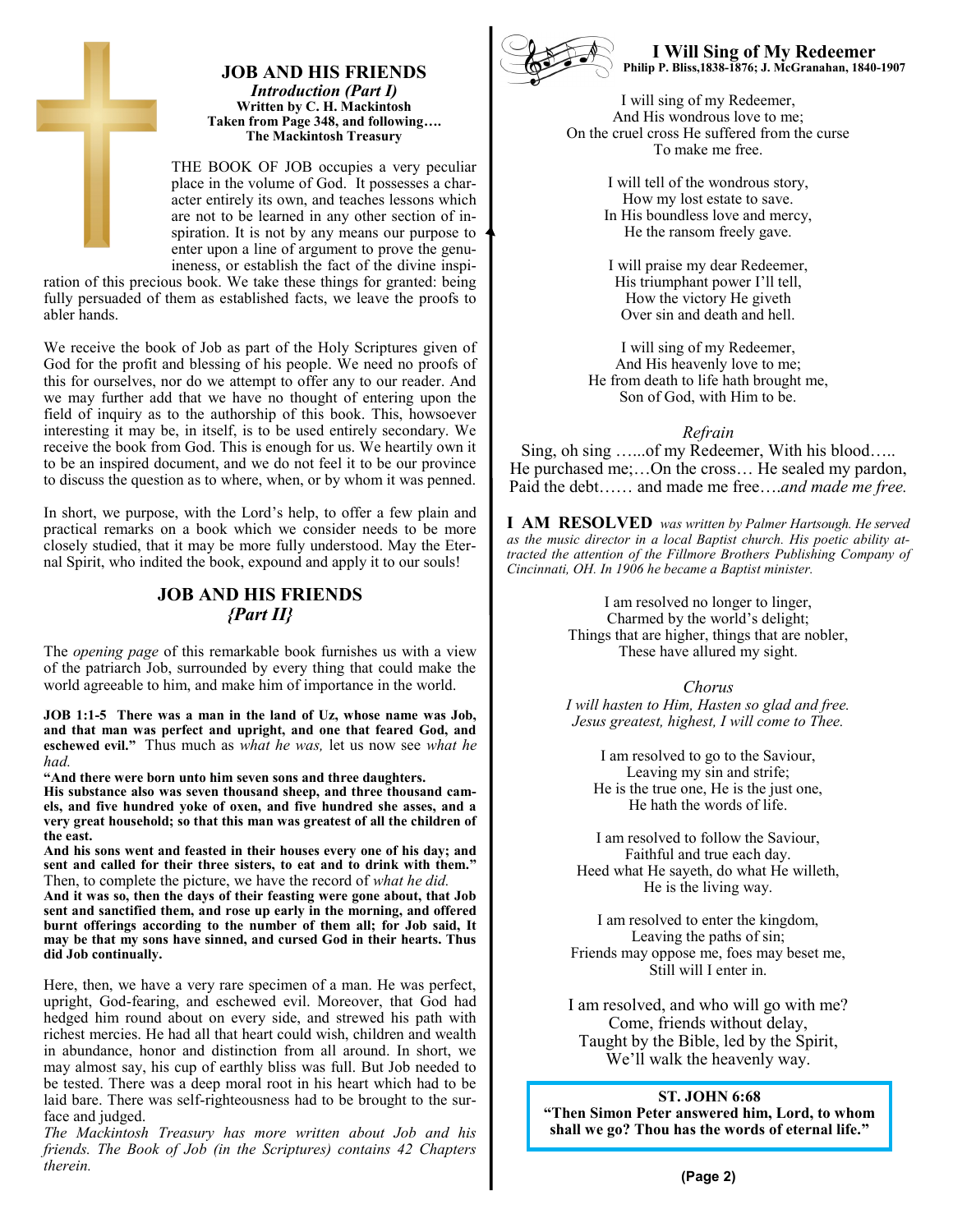## JOB AND HIS FRIENDS

***Introduction (Part I)***

**Written by C. H. Mackintosh**
**Taken from Page 348, and following….**
**The Mackintosh Treasury**

THE BOOK OF JOB occupies a very peculiar place in the volume of God. It possesses a character entirely its own, and teaches lessons which are not to be learned in any other section of inspiration. It is not by any means our purpose to enter upon a line of argument to prove the genuineness, or establish the fact of the divine inspiration of this precious book. We take these things for granted: being fully persuaded of them as established facts, we leave the proofs to abler hands.

We receive the book of Job as part of the Holy Scriptures given of God for the profit and blessing of his people. We need no proofs of this for ourselves, nor do we attempt to offer any to our reader. And we may further add that we have no thought of entering upon the field of inquiry as to the authorship of this book. This, howsoever interesting it may be, in itself, is to be used entirely secondary. We receive the book from God. This is enough for us. We heartily own it to be an inspired document, and we do not feel it to be our purpose to discuss the question as to where, when, or by whom it was penned.

In short, we purpose, with the Lord's help, to offer a few plain and practical remarks on a book which we consider needs to be more closely studied, that it may be more fully understood. May the Eternal Spirit, who indited the book, expound and apply it to our souls!

## JOB AND HIS FRIENDS
### *{Part II}*

The *opening page* of this remarkable book furnishes us with a view of the patriarch Job, surrounded by every thing that could make the world agreeable to him, and make him of importance in the world.

**JOB 1:1-5 There was a man in the land of Uz, whose name was Job, and that man was perfect and upright, and one that feared God, and eschewed evil."** Thus much as *what he was,* let us now see *what he had.*
**"And there were born unto him seven sons and three daughters.**
**His substance also was seven thousand sheep, and three thousand camels, and five hundred yoke of oxen, and five hundred she asses, and a very great household; so that this man was greatest of all the children of the east.**
**And his sons went and feasted in their houses every one of his day; and sent and called for their three sisters, to eat and to drink with them."** Then, to complete the picture, we have the record of *what he did.*
**And it was so, then the days of their feasting were gone about, that Job sent and sanctified them, and rose up early in the morning, and offered burnt offerings according to the number of them all; for Job said, It may be that my sons have sinned, and cursed God in their hearts. Thus did Job continually.**

Here, then, we have a very rare specimen of a man. He was perfect, upright, God-fearing, and eschewed evil. Moreover, that God had hedged him round about on every side, and strewed his path with richest mercies. He had all that heart could wish, children and wealth in abundance, honor and distinction from all around. In short, we may almost say, his cup of earthly bliss was full. But Job needed to be tested. There was a deep moral root in his heart which had to be laid bare. There was self-righteousness had to be brought to the surface and judged.

*The Mackintosh Treasury has more written about Job and his friends. The Book of Job (in the Scriptures) contains 42 Chapters therein.*

## I Will Sing of My Redeemer

**Philip P. Bliss,1838-1876; J. McGranahan, 1840-1907**

I will sing of my Redeemer,
And His wondrous love to me;
On the cruel cross He suffered from the curse
To make me free.

I will tell of the wondrous story,
How my lost estate to save.
In His boundless love and mercy,
He the ransom freely gave.

I will praise my dear Redeemer,
His triumphant power I'll tell,
How the victory He giveth
Over sin and death and hell.

I will sing of my Redeemer,
And His heavenly love to me;
He from death to life hath brought me,
Son of God, with Him to be.

*Refrain*

Sing, oh sing …...of my Redeemer, With his blood…..
He purchased me;…On the cross… He sealed my pardon,
Paid the debt…… and made me free….*and made me free.*

**I AM RESOLVED** *was written by Palmer Hartsough. He served as the music director in a local Baptist church. His poetic ability attracted the attention of the Fillmore Brothers Publishing Company of Cincinnati, OH. In 1906 he became a Baptist minister.*

I am resolved no longer to linger,
Charmed by the world's delight;
Things that are higher, things that are nobler,
These have allured my sight.

*Chorus*

*I will hasten to Him, Hasten so glad and free.*
*Jesus greatest, highest, I will come to Thee.*

I am resolved to go to the Saviour,
Leaving my sin and strife;
He is the true one, He is the just one,
He hath the words of life.

I am resolved to follow the Saviour,
Faithful and true each day.
Heed what He sayeth, do what He willeth,
He is the living way.

I am resolved to enter the kingdom,
Leaving the paths of sin;
Friends may oppose me, foes may beset me,
Still will I enter in.

I am resolved, and who will go with me?
Come, friends without delay,
Taught by the Bible, led by the Spirit,
We'll walk the heavenly way.

**ST. JOHN 6:68**
**"Then Simon Peter answered him, Lord, to whom shall we go? Thou has the words of eternal life."**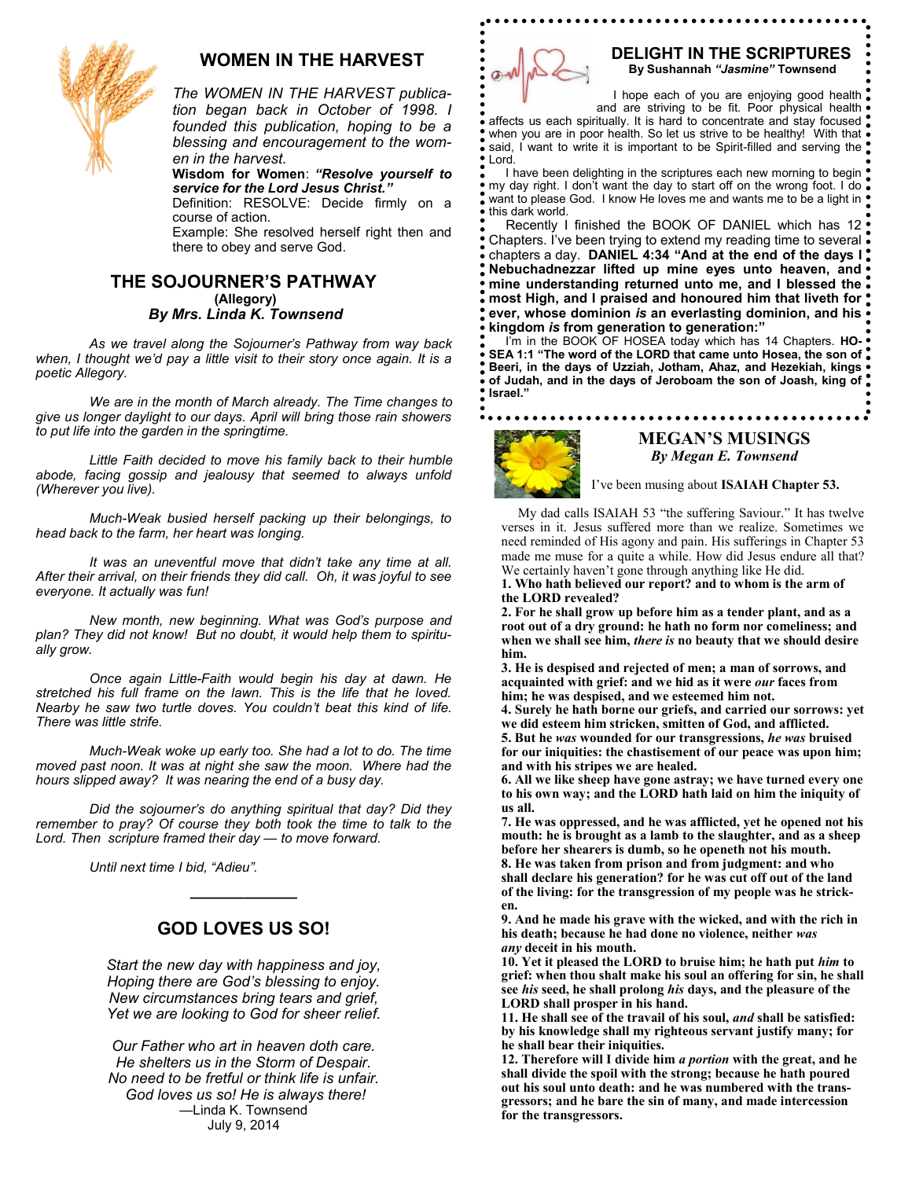## WOMEN IN THE HARVEST

*The WOMEN IN THE HARVEST publication began back in October of 1998. I founded this publication, hoping to be a blessing and encouragement to the women in the harvest.*

**Wisdom for Women**: ***"Resolve yourself to service for the Lord Jesus Christ."***

Definition: RESOLVE: Decide firmly on a course of action.

Example: She resolved herself right then and there to obey and serve God.

## THE SOJOURNER'S PATHWAY

**(Allegory)**

***By Mrs. Linda K. Townsend***

*As we travel along the Sojourner's Pathway from way back when, I thought we'd pay a little visit to their story once again. It is a poetic Allegory.*

*We are in the month of March already. The Time changes to give us longer daylight to our days. April will bring those rain showers to put life into the garden in the springtime.*

*Little Faith decided to move his family back to their humble abode, facing gossip and jealousy that seemed to always unfold (Wherever you live).*

*Much-Weak busied herself packing up their belongings, to head back to the farm, her heart was longing.*

*It was an uneventful move that didn't take any time at all. After their arrival, on their friends they did call. Oh, it was joyful to see everyone. It actually was fun!*

*New month, new beginning. What was God's purpose and plan? They did not know! But no doubt, it would help them to spiritually grow.*

*Once again Little-Faith would begin his day at dawn. He stretched his full frame on the lawn. This is the life that he loved. Nearby he saw two turtle doves. You couldn't beat this kind of life. There was little strife.*

*Much-Weak woke up early too. She had a lot to do. The time moved past noon. It was at night she saw the moon. Where had the hours slipped away? It was nearing the end of a busy day.*

*Did the sojourner's do anything spiritual that day? Did they remember to pray? Of course they both took the time to talk to the Lord. Then scripture framed their day — to move forward.*

*Until next time I bid, "Adieu".*

---

## GOD LOVES US SO!

*Start the new day with happiness and joy,*
*Hoping there are God's blessing to enjoy.*
*New circumstances bring tears and grief,*
*Yet we are looking to God for sheer relief.*

*Our Father who art in heaven doth care.*
*He shelters us in the Storm of Despair.*
*No need to be fretful or think life is unfair.*
*God loves us so! He is always there!*

—Linda K. Townsend
July 9, 2014

## DELIGHT IN THE SCRIPTURES

**By Sushannah *"Jasmine"* Townsend**

I hope each of you are enjoying good health and are striving to be fit. Poor physical health affects us each spiritually. It is hard to concentrate and stay focused when you are in poor health. So let us strive to be healthy! With that said, I want to write it is important to be Spirit-filled and serving the Lord.

I have been delighting in the scriptures each new morning to begin my day right. I don't want the day to start off on the wrong foot. I do want to please God. I know He loves me and wants me to be a light in this dark world.

Recently I finished the BOOK OF DANIEL which has 12 Chapters. I've been trying to extend my reading time to several chapters a day. **DANIEL 4:34 "And at the end of the days I Nebuchadnezzar lifted up mine eyes unto heaven, and mine understanding returned unto me, and I blessed the most High, and I praised and honoured him that liveth for ever, whose dominion *is* an everlasting dominion, and his kingdom *is* from generation to generation:"**

I'm in the BOOK OF HOSEA today which has 14 Chapters. **HOSEA 1:1 "The word of the LORD that came unto Hosea, the son of Beeri, in the days of Uzziah, Jotham, Ahaz, and Hezekiah, kings of Judah, and in the days of Jeroboam the son of Joash, king of Israel."**

## MEGAN'S MUSINGS

***By Megan E. Townsend***

I've been musing about **ISAIAH Chapter 53.**

My dad calls ISAIAH 53 "the suffering Saviour." It has twelve verses in it. Jesus suffered more than we realize. Sometimes we need reminded of His agony and pain. His sufferings in Chapter 53 made me muse for a quite a while. How did Jesus endure all that? We certainly haven't gone through anything like He did.

**1. Who hath believed our report? and to whom is the arm of the LORD revealed?**

**2. For he shall grow up before him as a tender plant, and as a root out of a dry ground: he hath no form nor comeliness; and when we shall see him, *there is* no beauty that we should desire him.**

**3. He is despised and rejected of men; a man of sorrows, and acquainted with grief: and we hid as it were *our* faces from him; he was despised, and we esteemed him not.**

**4. Surely he hath borne our griefs, and carried our sorrows: yet we did esteem him stricken, smitten of God, and afflicted.**

**5. But he *was* wounded for our transgressions, *he was* bruised for our iniquities: the chastisement of our peace was upon him; and with his stripes we are healed.**

**6. All we like sheep have gone astray; we have turned every one to his own way; and the LORD hath laid on him the iniquity of us all.**

**7. He was oppressed, and he was afflicted, yet he opened not his mouth: he is brought as a lamb to the slaughter, and as a sheep before her shearers is dumb, so he openeth not his mouth.**

**8. He was taken from prison and from judgment: and who shall declare his generation? for he was cut off out of the land of the living: for the transgression of my people was he stricken.**

**9. And he made his grave with the wicked, and with the rich in his death; because he had done no violence, neither *was any* deceit in his mouth.**

**10. Yet it pleased the LORD to bruise him; he hath put *him* to grief: when thou shalt make his soul an offering for sin, he shall see *his* seed, he shall prolong *his* days, and the pleasure of the LORD shall prosper in his hand.**

**11. He shall see of the travail of his soul, *and* shall be satisfied: by his knowledge shall my righteous servant justify many; for he shall bear their iniquities.**

**12. Therefore will I divide him *a portion* with the great, and he shall divide the spoil with the strong; because he hath poured out his soul unto death: and he was numbered with the transgressors; and he bare the sin of many, and made intercession for the transgressors.**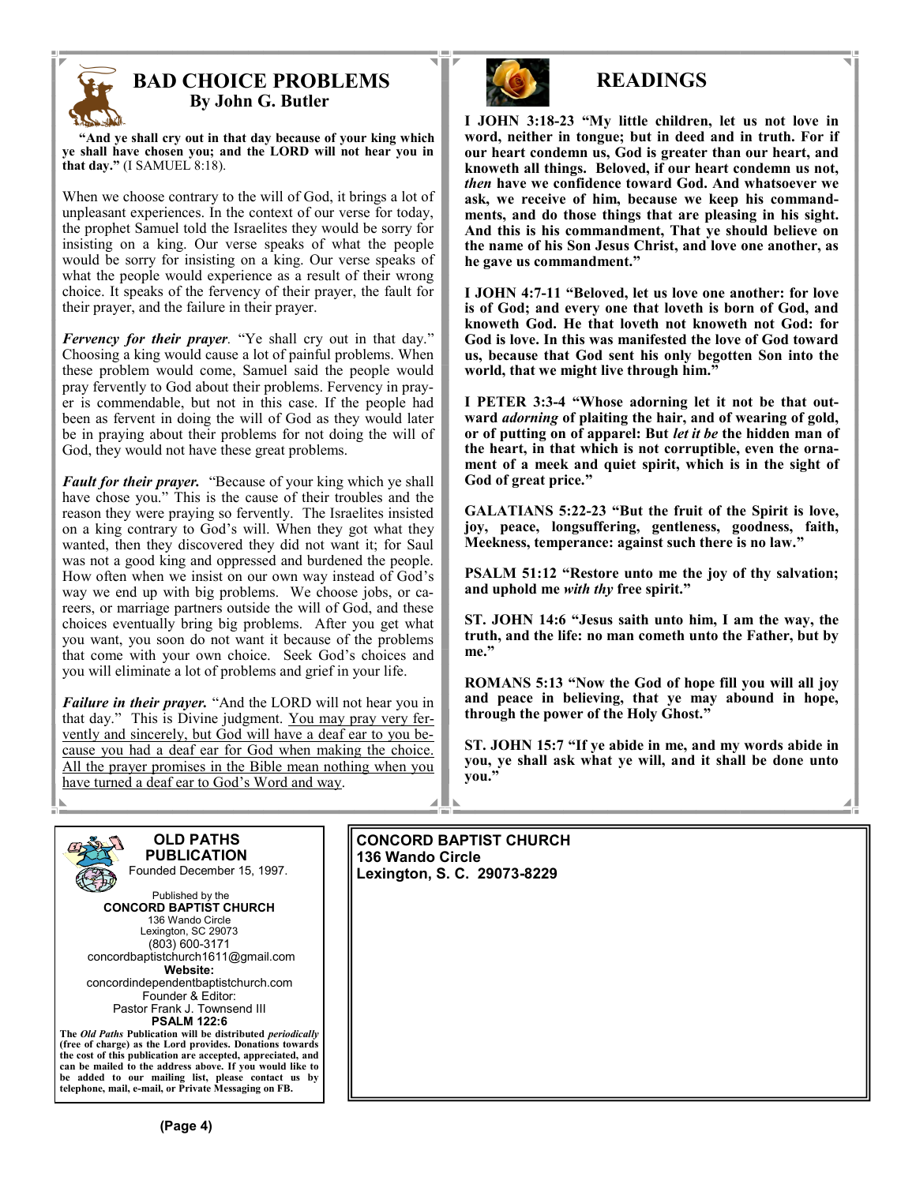## BAD CHOICE PROBLEMS

### By John G. Butler

**"And ye shall cry out in that day because of your king which ye shall have chosen you; and the LORD will not hear you in that day."** (I SAMUEL 8:18).

When we choose contrary to the will of God, it brings a lot of unpleasant experiences. In the context of our verse for today, the prophet Samuel told the Israelites they would be sorry for insisting on a king. Our verse speaks of what the people would be sorry for insisting on a king. Our verse speaks of what the people would experience as a result of their wrong choice. It speaks of the fervency of their prayer, the fault for their prayer, and the failure in their prayer.

***Fervency for their prayer***. "Ye shall cry out in that day." Choosing a king would cause a lot of painful problems. When these problem would come, Samuel said the people would pray fervently to God about their problems. Fervency in prayer is commendable, but not in this case. If the people had been as fervent in doing the will of God as they would later be in praying about their problems for not doing the will of God, they would not have these great problems.

***Fault for their prayer.*** "Because of your king which ye shall have chose you." This is the cause of their troubles and the reason they were praying so fervently. The Israelites insisted on a king contrary to God's will. When they got what they wanted, then they discovered they did not want it; for Saul was not a good king and oppressed and burdened the people. How often when we insist on our own way instead of God's way we end up with big problems. We choose jobs, or careers, or marriage partners outside the will of God, and these choices eventually bring big problems. After you get what you want, you soon do not want it because of the problems that come with your own choice. Seek God's choices and you will eliminate a lot of problems and grief in your life.

***Failure in their prayer.*** "And the LORD will not hear you in that day." This is Divine judgment. <u>You may pray very fervently and sincerely, but God will have a deaf ear to you because you had a deaf ear for God when making the choice. All the prayer promises in the Bible mean nothing when you have turned a deaf ear to God's Word and way</u>.

## READINGS

**I JOHN 3:18-23 "My little children, let us not love in word, neither in tongue; but in deed and in truth. For if our heart condemn us, God is greater than our heart, and knoweth all things. Beloved, if our heart condemn us not, *then* have we confidence toward God. And whatsoever we ask, we receive of him, because we keep his commandments, and do those things that are pleasing in his sight. And this is his commandment, That ye should believe on the name of his Son Jesus Christ, and love one another, as he gave us commandment."**

**I JOHN 4:7-11 "Beloved, let us love one another: for love is of God; and every one that loveth is born of God, and knoweth God. He that loveth not knoweth not God: for God is love. In this was manifested the love of God toward us, because that God sent his only begotten Son into the world, that we might live through him."**

**I PETER 3:3-4 "Whose adorning let it not be that outward *adorning* of plaiting the hair, and of wearing of gold, or of putting on of apparel: But *let it be* the hidden man of the heart, in that which is not corruptible, even the ornament of a meek and quiet spirit, which is in the sight of God of great price."**

**GALATIANS 5:22-23 "But the fruit of the Spirit is love, joy, peace, longsuffering, gentleness, goodness, faith, Meekness, temperance: against such there is no law."**

**PSALM 51:12 "Restore unto me the joy of thy salvation; and uphold me *with thy* free spirit."**

**ST. JOHN 14:6 "Jesus saith unto him, I am the way, the truth, and the life: no man cometh unto the Father, but by me."**

**ROMANS 5:13 "Now the God of hope fill you will all joy and peace in believing, that ye may abound in hope, through the power of the Holy Ghost."**

**ST. JOHN 15:7 "If ye abide in me, and my words abide in you, ye shall ask what ye will, and it shall be done unto you."**

**OLD PATHS PUBLICATION**
Founded December 15, 1997.

Published by the
**CONCORD BAPTIST CHURCH**
136 Wando Circle
Lexington, SC 29073
(803) 600-3171
concordbaptistchurch1611@gmail.com
**Website:**
concordindependentbaptistchurch.com
Founder & Editor:
Pastor Frank J. Townsend III
**PSALM 122:6**

**The *Old Paths* Publication will be distributed *periodically* (free of charge) as the Lord provides. Donations towards the cost of this publication are accepted, appreciated, and can be mailed to the address above. If you would like to be added to our mailing list, please contact us by telephone, mail, e-mail, or Private Messaging on FB.**

**CONCORD BAPTIST CHURCH**
**136 Wando Circle**
**Lexington, S. C. 29073-8229**